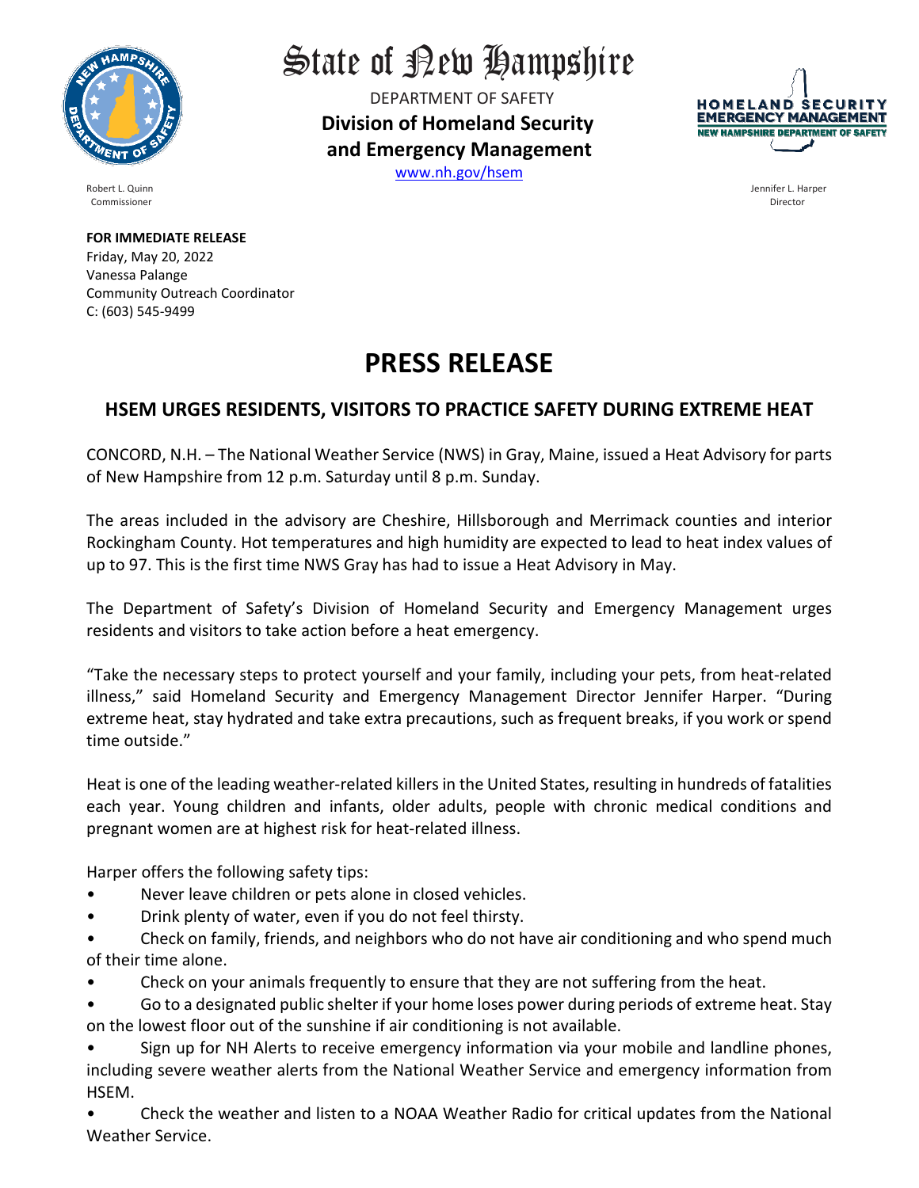# State of New Hampshire

DEPARTMENT OF SAFETY

**Division of Homeland Security and Emergency Management**

www.nh.gov/hsem

Robert L. Quinn
Commissioner

Jennifer L. Harper
Director

**FOR IMMEDIATE RELEASE**
Friday, May 20, 2022
Vanessa Palange
Community Outreach Coordinator
C: (603) 545-9499

# PRESS RELEASE

## HSEM URGES RESIDENTS, VISITORS TO PRACTICE SAFETY DURING EXTREME HEAT

CONCORD, N.H. – The National Weather Service (NWS) in Gray, Maine, issued a Heat Advisory for parts of New Hampshire from 12 p.m. Saturday until 8 p.m. Sunday.

The areas included in the advisory are Cheshire, Hillsborough and Merrimack counties and interior Rockingham County. Hot temperatures and high humidity are expected to lead to heat index values of up to 97. This is the first time NWS Gray has had to issue a Heat Advisory in May.

The Department of Safety's Division of Homeland Security and Emergency Management urges residents and visitors to take action before a heat emergency.

"Take the necessary steps to protect yourself and your family, including your pets, from heat-related illness," said Homeland Security and Emergency Management Director Jennifer Harper. "During extreme heat, stay hydrated and take extra precautions, such as frequent breaks, if you work or spend time outside."

Heat is one of the leading weather-related killers in the United States, resulting in hundreds of fatalities each year. Young children and infants, older adults, people with chronic medical conditions and pregnant women are at highest risk for heat-related illness.

Harper offers the following safety tips:

- Never leave children or pets alone in closed vehicles.
- Drink plenty of water, even if you do not feel thirsty.
- Check on family, friends, and neighbors who do not have air conditioning and who spend much of their time alone.
- Check on your animals frequently to ensure that they are not suffering from the heat.
- Go to a designated public shelter if your home loses power during periods of extreme heat. Stay on the lowest floor out of the sunshine if air conditioning is not available.
- Sign up for NH Alerts to receive emergency information via your mobile and landline phones, including severe weather alerts from the National Weather Service and emergency information from HSEM.
- Check the weather and listen to a NOAA Weather Radio for critical updates from the National Weather Service.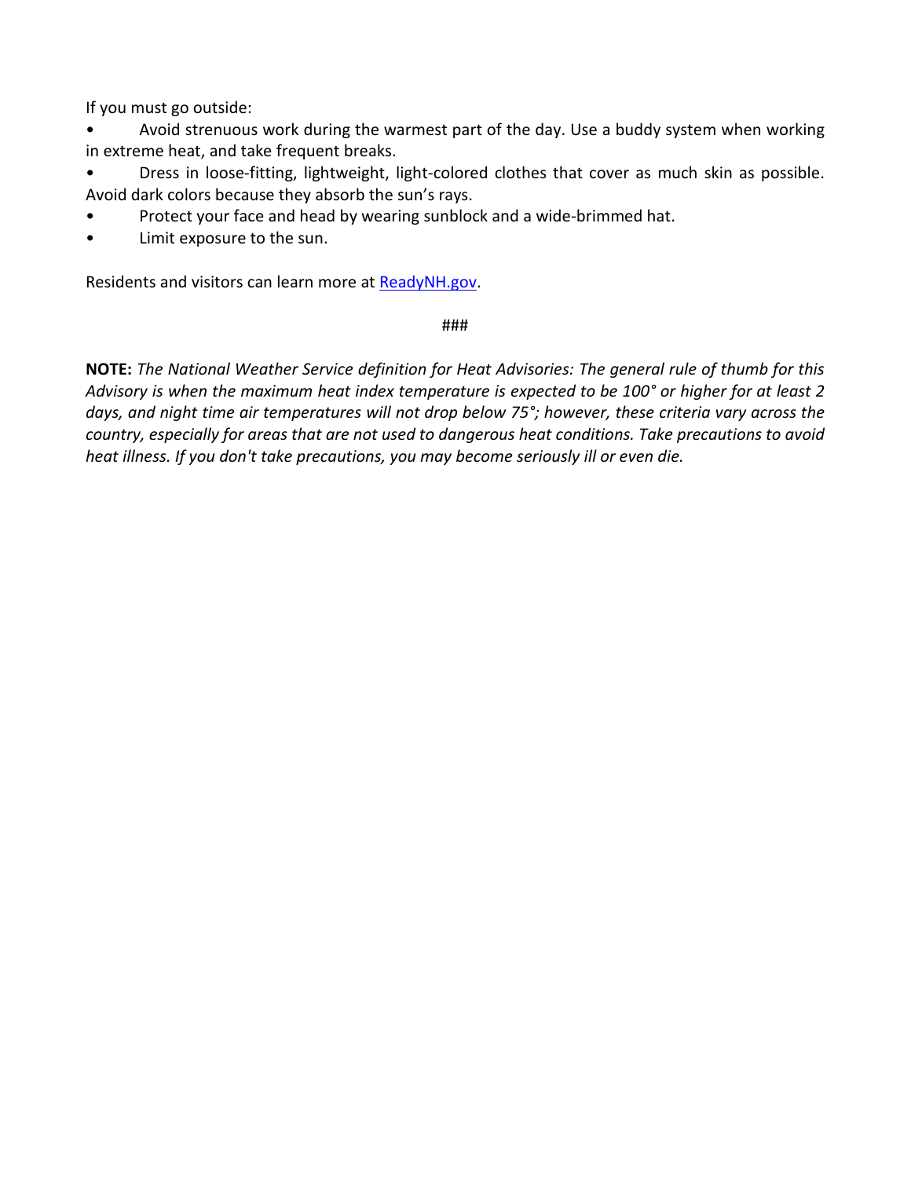If you must go outside:

- Avoid strenuous work during the warmest part of the day. Use a buddy system when working in extreme heat, and take frequent breaks.
- Dress in loose-fitting, lightweight, light-colored clothes that cover as much skin as possible. Avoid dark colors because they absorb the sun's rays.
- Protect your face and head by wearing sunblock and a wide-brimmed hat.
- Limit exposure to the sun.

Residents and visitors can learn more at [ReadyNH.gov](ReadyNH.gov).

###

**NOTE:** *The National Weather Service definition for Heat Advisories: The general rule of thumb for this Advisory is when the maximum heat index temperature is expected to be 100° or higher for at least 2 days, and night time air temperatures will not drop below 75°; however, these criteria vary across the country, especially for areas that are not used to dangerous heat conditions. Take precautions to avoid heat illness. If you don't take precautions, you may become seriously ill or even die.*